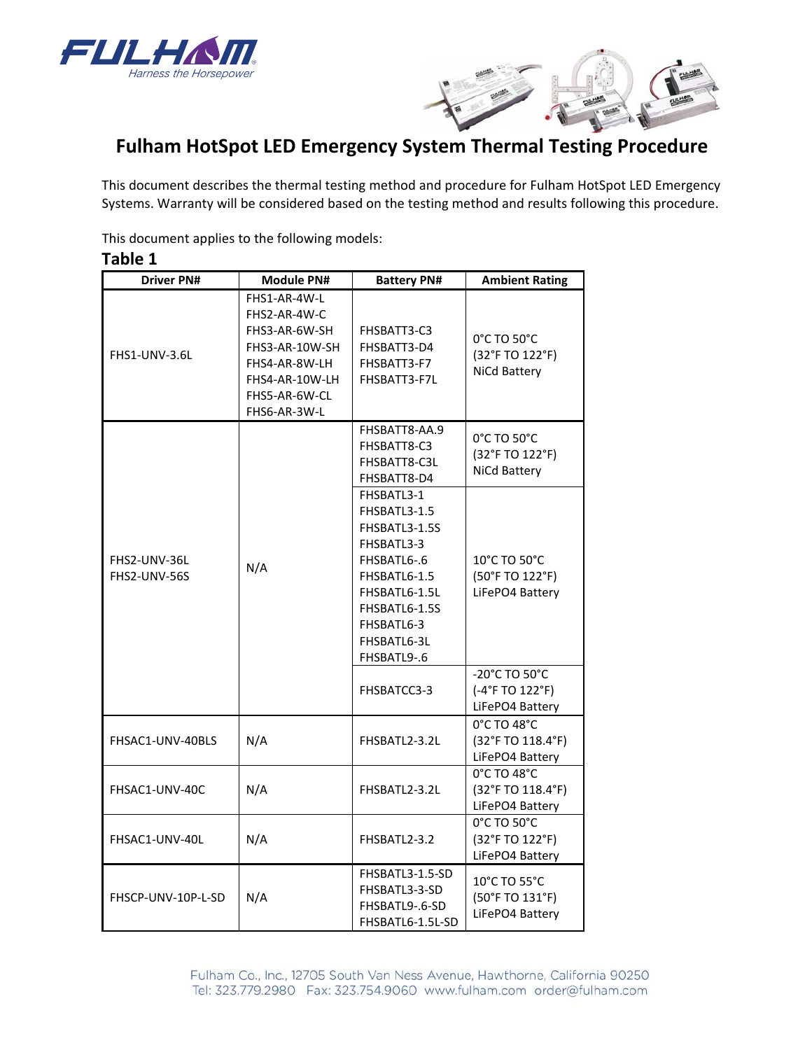# Fulham HotSpot LED Emergency System Thermal Testing Procedure

This document describes the thermal testing method and procedure for Fulham HotSpot LED Emergency Systems. Warranty will be considered based on the testing method and results following this procedure.

This document applies to the following models:

### Table 1

| Driver PN# | Module PN# | Battery PN# | Ambient Rating |
|---|---|---|---|
| FHS1-UNV-3.6L | FHS1-AR-4W-L<br>FHS2-AR-4W-C<br>FHS3-AR-6W-SH<br>FHS3-AR-10W-SH<br>FHS4-AR-8W-LH<br>FHS4-AR-10W-LH<br>FHS5-AR-6W-CL<br>FHS6-AR-3W-L | FHSBATT3-C3<br>FHSBATT3-D4<br>FHSBATT3-F7<br>FHSBATT3-F7L | 0°C TO 50°C<br>(32°F TO 122°F)<br>NiCd Battery |
| FHS2-UNV-36L<br>FHS2-UNV-56S | N/A | FHSBATT8-AA.9<br>FHSBATT8-C3<br>FHSBATT8-C3L<br>FHSBATT8-D4 | 0°C TO 50°C<br>(32°F TO 122°F)<br>NiCd Battery |
| | | FHSBATL3-1<br>FHSBATL3-1.5<br>FHSBATL3-1.5S<br>FHSBATL3-3<br>FHSBATL6-.6<br>FHSBATL6-1.5<br>FHSBATL6-1.5L<br>FHSBATL6-1.5S<br>FHSBATL6-3<br>FHSBATL6-3L<br>FHSBATL9-.6 | 10°C TO 50°C<br>(50°F TO 122°F)<br>LiFePO4 Battery |
| | | FHSBATCC3-3 | -20°C TO 50°C<br>(-4°F TO 122°F)<br>LiFePO4 Battery |
| FHSAC1-UNV-40BLS | N/A | FHSBATL2-3.2L | 0°C TO 48°C<br>(32°F TO 118.4°F)<br>LiFePO4 Battery |
| FHSAC1-UNV-40C | N/A | FHSBATL2-3.2L | 0°C TO 48°C<br>(32°F TO 118.4°F)<br>LiFePO4 Battery |
| FHSAC1-UNV-40L | N/A | FHSBATL2-3.2 | 0°C TO 50°C<br>(32°F TO 122°F)<br>LiFePO4 Battery |
| FHSCP-UNV-10P-L-SD | N/A | FHSBATL3-1.5-SD<br>FHSBATL3-3-SD<br>FHSBATL9-.6-SD<br>FHSBATL6-1.5L-SD | 10°C TO 55°C<br>(50°F TO 131°F)<br>LiFePO4 Battery |

Fulham Co., Inc., 12705 South Van Ness Avenue, Hawthorne, California 90250
Tel: 323.779.2980 Fax: 323.754.9060 www.fulham.com order@fulham.com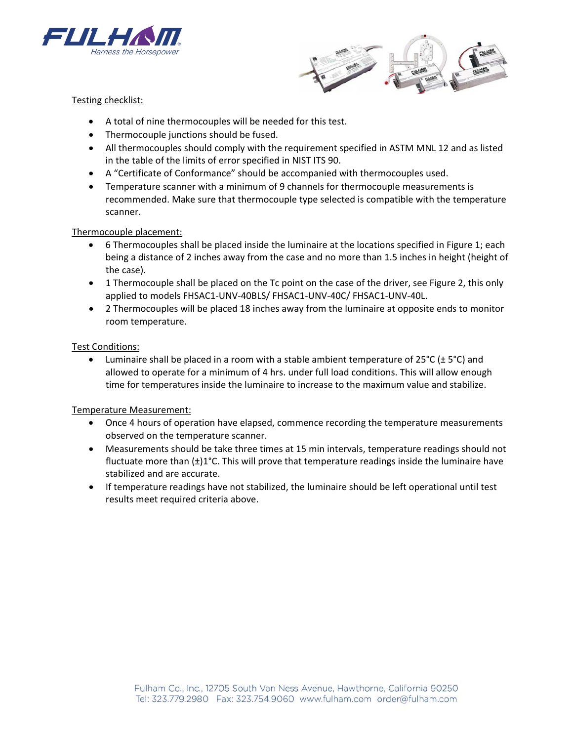Testing checklist:

- A total of nine thermocouples will be needed for this test.
- Thermocouple junctions should be fused.
- All thermocouples should comply with the requirement specified in ASTM MNL 12 and as listed in the table of the limits of error specified in NIST ITS 90.
- A "Certificate of Conformance" should be accompanied with thermocouples used.
- Temperature scanner with a minimum of 9 channels for thermocouple measurements is recommended. Make sure that thermocouple type selected is compatible with the temperature scanner.

Thermocouple placement:

- 6 Thermocouples shall be placed inside the luminaire at the locations specified in Figure 1; each being a distance of 2 inches away from the case and no more than 1.5 inches in height (height of the case).
- 1 Thermocouple shall be placed on the Tc point on the case of the driver, see Figure 2, this only applied to models FHSAC1-UNV-40BLS/ FHSAC1-UNV-40C/ FHSAC1-UNV-40L.
- 2 Thermocouples will be placed 18 inches away from the luminaire at opposite ends to monitor room temperature.

Test Conditions:

- Luminaire shall be placed in a room with a stable ambient temperature of 25°C (± 5°C) and allowed to operate for a minimum of 4 hrs. under full load conditions. This will allow enough time for temperatures inside the luminaire to increase to the maximum value and stabilize.

Temperature Measurement:

- Once 4 hours of operation have elapsed, commence recording the temperature measurements observed on the temperature scanner.
- Measurements should be take three times at 15 min intervals, temperature readings should not fluctuate more than (±)1°C. This will prove that temperature readings inside the luminaire have stabilized and are accurate.
- If temperature readings have not stabilized, the luminaire should be left operational until test results meet required criteria above.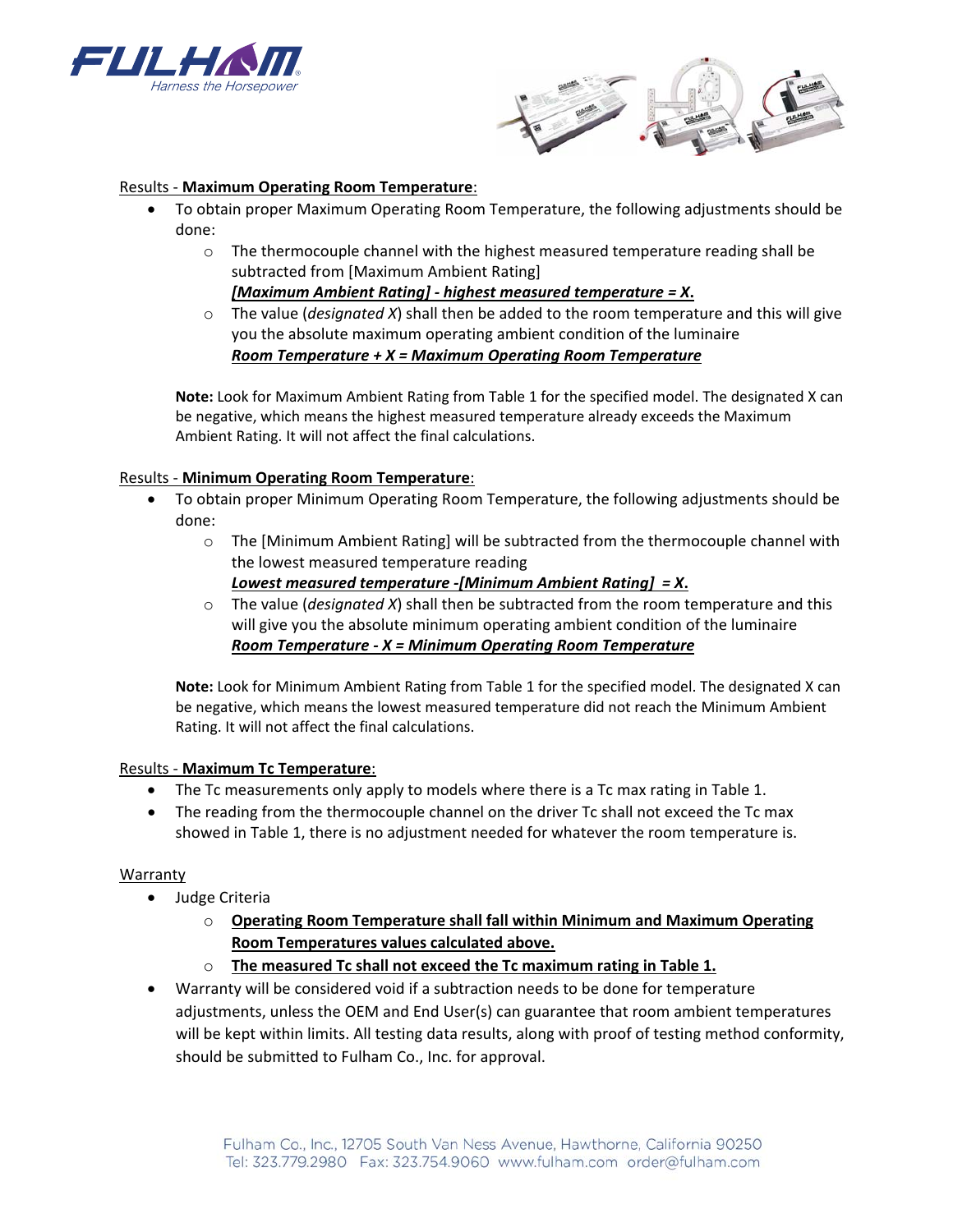Results - **Maximum Operating Room Temperature**:

- To obtain proper Maximum Operating Room Temperature, the following adjustments should be done:
  - The thermocouple channel with the highest measured temperature reading shall be subtracted from [Maximum Ambient Rating]
    ***[Maximum Ambient Rating] - highest measured temperature = X.***
  - The value (*designated X*) shall then be added to the room temperature and this will give you the absolute maximum operating ambient condition of the luminaire
    ***Room Temperature + X = Maximum Operating Room Temperature***

**Note:** Look for Maximum Ambient Rating from Table 1 for the specified model. The designated X can be negative, which means the highest measured temperature already exceeds the Maximum Ambient Rating. It will not affect the final calculations.

Results - **Minimum Operating Room Temperature**:

- To obtain proper Minimum Operating Room Temperature, the following adjustments should be done:
  - The [Minimum Ambient Rating] will be subtracted from the thermocouple channel with the lowest measured temperature reading
    ***Lowest measured temperature -[Minimum Ambient Rating] = X.***
  - The value (*designated X*) shall then be subtracted from the room temperature and this will give you the absolute minimum operating ambient condition of the luminaire
    ***Room Temperature - X = Minimum Operating Room Temperature***

**Note:** Look for Minimum Ambient Rating from Table 1 for the specified model. The designated X can be negative, which means the lowest measured temperature did not reach the Minimum Ambient Rating. It will not affect the final calculations.

Results - **Maximum Tc Temperature**:

- The Tc measurements only apply to models where there is a Tc max rating in Table 1.
- The reading from the thermocouple channel on the driver Tc shall not exceed the Tc max showed in Table 1, there is no adjustment needed for whatever the room temperature is.

Warranty

- Judge Criteria
  - **Operating Room Temperature shall fall within Minimum and Maximum Operating Room Temperatures values calculated above.**
  - **The measured Tc shall not exceed the Tc maximum rating in Table 1.**
- Warranty will be considered void if a subtraction needs to be done for temperature adjustments, unless the OEM and End User(s) can guarantee that room ambient temperatures will be kept within limits. All testing data results, along with proof of testing method conformity, should be submitted to Fulham Co., Inc. for approval.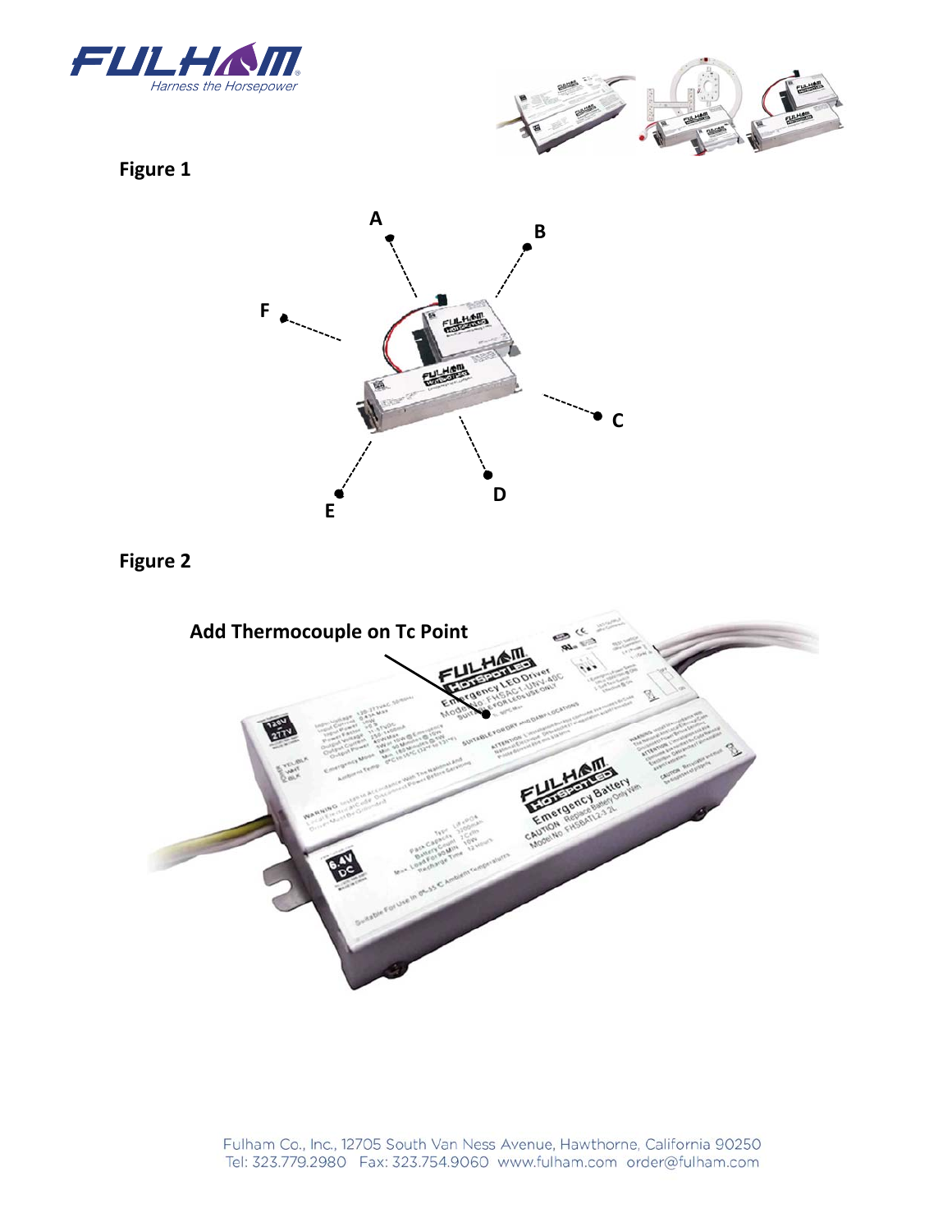**Figure 1**

A

B

C

D

E

F

**Figure 2**

**Add Thermocouple on Tc Point**

Fulham Co., Inc., 12705 South Van Ness Avenue, Hawthorne, California 90250
Tel: 323.779.2980 Fax: 323.754.9060 www.fulham.com order@fulham.com